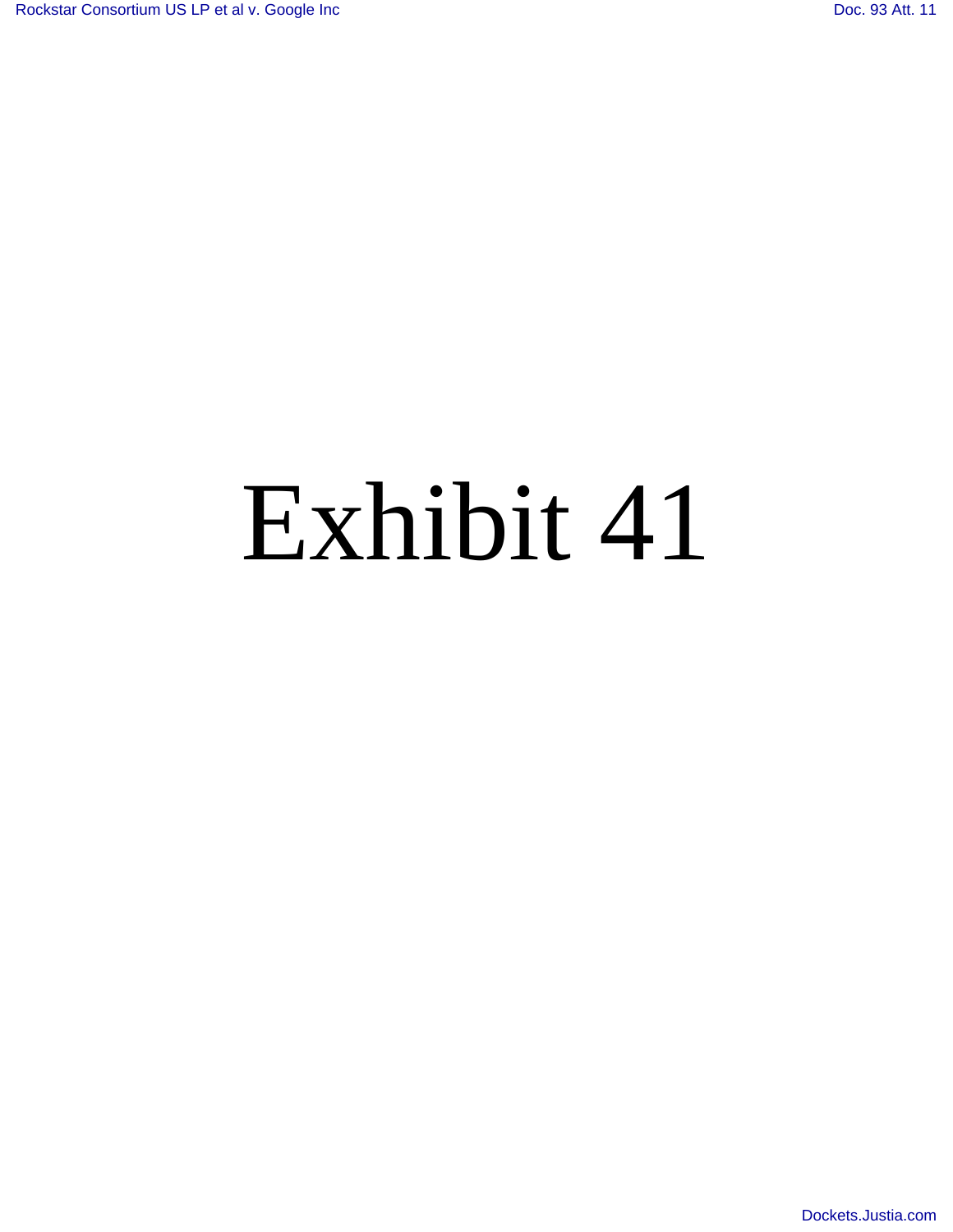# Exhibit 41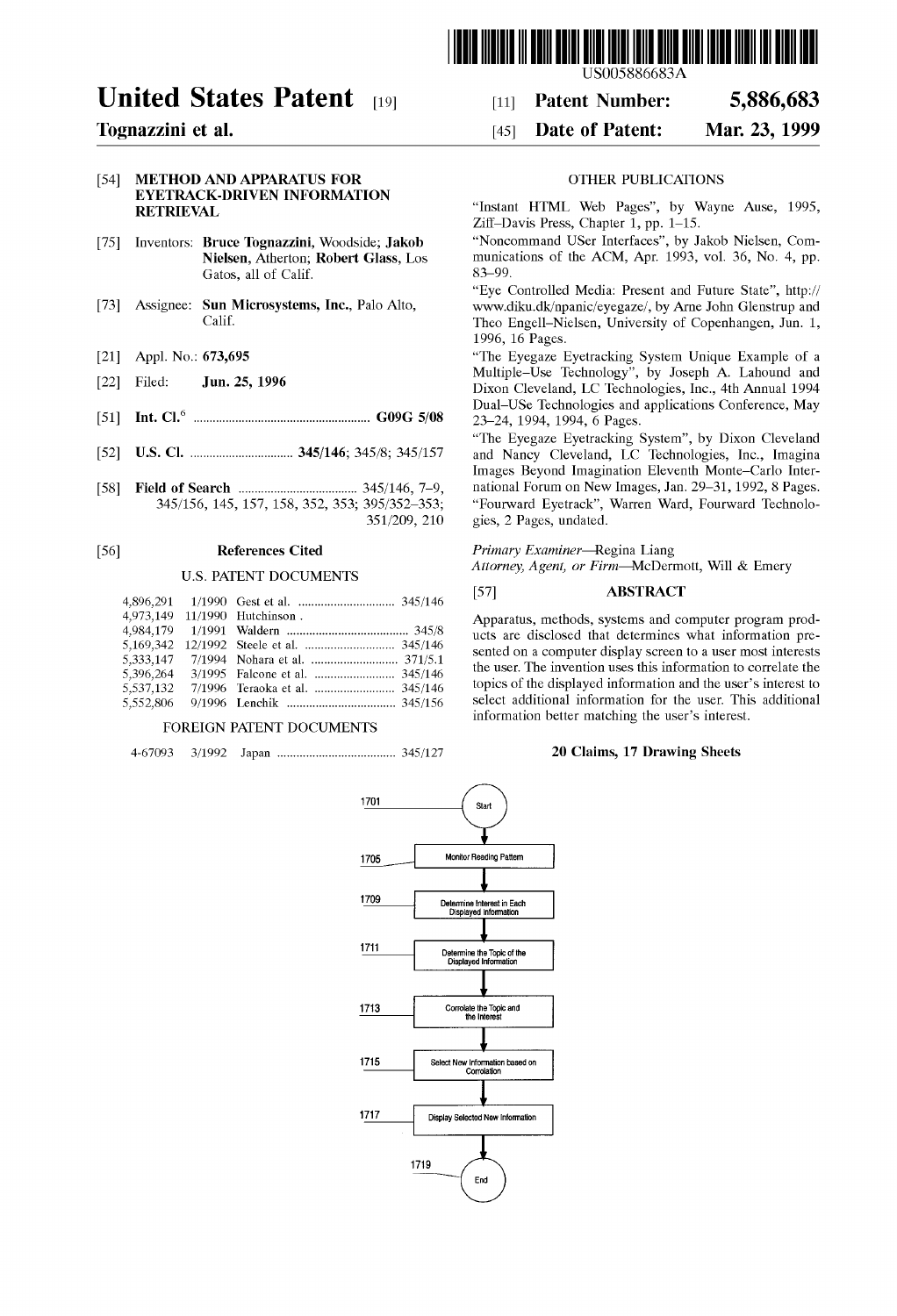US005886683A

# United States Patent [19]

**Tognazzini et al.**

[11] **Patent Number: 5,886,683**

[45] **Date of Patent: Mar. 23, 1999**

[54] **METHOD AND APPARATUS FOR EYETRACK-DRIVEN INFORMATION RETRIEVAL**

[75] Inventors: **Bruce Tognazzini**, Woodside; **Jakob Nielsen**, Atherton; **Robert Glass**, Los Gatos, all of Calif.

[73] Assignee: **Sun Microsystems, Inc.**, Palo Alto, Calif.

[21] Appl. No.: **673,695**

[22] Filed: **Jun. 25, 1996**

[51] **Int. Cl.**[6] ...................................................... **G09G 5/08**

[52] **U.S. Cl.** ................................ **345/146**; 345/8; 345/157

[58] **Field of Search** ..................................... 345/146, 7–9, 345/156, 145, 157, 158, 352, 353; 395/352–353; 351/209, 210

[56] **References Cited**

U.S. PATENT DOCUMENTS

| | | | |
|---|---|---|---|
| 4,896,291 | 1/1990 | Gest et al. | 345/146 |
| 4,973,149 | 11/1990 | Hutchinson . | |
| 4,984,179 | 1/1991 | Waldern | 345/8 |
| 5,169,342 | 12/1992 | Steele et al. | 345/146 |
| 5,333,147 | 7/1994 | Nohara et al. | 371/5.1 |
| 5,396,264 | 3/1995 | Falcone et al. | 345/146 |
| 5,537,132 | 7/1996 | Teraoka et al. | 345/146 |
| 5,552,806 | 9/1996 | Lenchik | 345/156 |

FOREIGN PATENT DOCUMENTS

| | | | |
|---|---|---|---|
| 4-67093 | 3/1992 | Japan | 345/127 |

OTHER PUBLICATIONS

"Instant HTML Web Pages", by Wayne Ause, 1995, Ziff–Davis Press, Chapter 1, pp. 1–15.

"Noncommand USer Interfaces", by Jakob Nielsen, Communications of the ACM, Apr. 1993, vol. 36, No. 4, pp. 83–99.

"Eye Controlled Media: Present and Future State", http://www.diku.dk/npanic/eyegaze/, by Arne John Glenstrup and Theo Engell–Nielsen, University of Copenhagen, Jun. 1, 1996, 16 Pages.

"The Eyegaze Eyetracking System Unique Example of a Multiple–Use Technology", by Joseph A. Lahound and Dixon Cleveland, LC Technologies, Inc., 4th Annual 1994 Dual–USe Technologies and applications Conference, May 23–24, 1994, 1994, 6 Pages.

"The Eyegaze Eyetracking System", by Dixon Cleveland and Nancy Cleveland, LC Technologies, Inc., Imagina Images Beyond Imagination Eleventh Monte–Carlo International Forum on New Images, Jan. 29–31, 1992, 8 Pages.

"Fourward Eyetrack", Warren Ward, Fourward Technologies, 2 Pages, undated.

*Primary Examiner*—Regina Liang

*Attorney, Agent, or Firm*—McDermott, Will & Emery

[57] **ABSTRACT**

Apparatus, methods, systems and computer program products are disclosed that determines what information presented on a computer display screen to a user most interests the user. The invention uses this information to correlate the topics of the displayed information and the user's interest to select additional information for the user. This additional information better matching the user's interest.

**20 Claims, 17 Drawing Sheets**

1701 Start

1705 Monitor Reading Pattern

1709 Determine Interest in Each Displayed Information

1711 Determine the Topic of the Displayed Information

1713 Correlate the Topic and the Interest

1715 Select New Information based on Correlation

1717 Display Selected New Information

1719 End